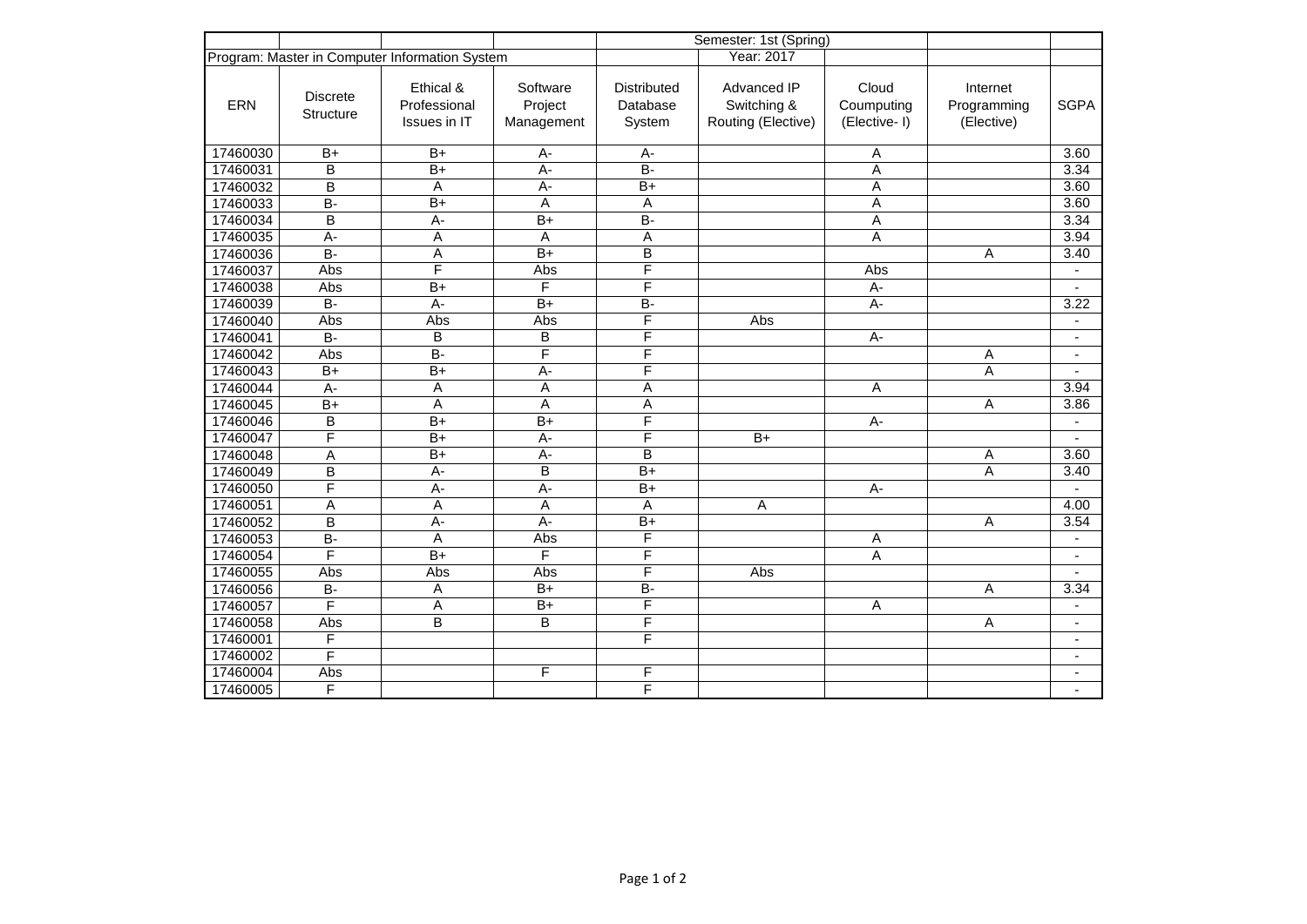| | | | | Semester: 1st (Spring) | | | | |
|---|---|---|---|---|---|---|---|---|
| Program: Master in Computer Information System | | | | | Year: 2017 | | | |
| ERN | Discrete Structure | Ethical & Professional Issues in IT | Software Project Management | Distributed Database System | Advanced IP Switching & Routing (Elective) | Cloud Coumputing (Elective- I) | Internet Programming (Elective) | SGPA |
| 17460030 | B+ | B+ | A- | A- | | A | | 3.60 |
| 17460031 | B | B+ | A- | B- | | A | | 3.34 |
| 17460032 | B | A | A- | B+ | | A | | 3.60 |
| 17460033 | B- | B+ | A | A | | A | | 3.60 |
| 17460034 | B | A- | B+ | B- | | A | | 3.34 |
| 17460035 | A- | A | A | A | | A | | 3.94 |
| 17460036 | B- | A | B+ | B | | | A | 3.40 |
| 17460037 | Abs | F | Abs | F | | Abs | | - |
| 17460038 | Abs | B+ | F | F | | A- | | - |
| 17460039 | B- | A- | B+ | B- | | A- | | 3.22 |
| 17460040 | Abs | Abs | Abs | F | Abs | | | - |
| 17460041 | B- | B | B | F | | A- | | - |
| 17460042 | Abs | B- | F | F | | | A | - |
| 17460043 | B+ | B+ | A- | F | | | A | - |
| 17460044 | A- | A | A | A | | A | | 3.94 |
| 17460045 | B+ | A | A | A | | | A | 3.86 |
| 17460046 | B | B+ | B+ | F | | A- | | - |
| 17460047 | F | B+ | A- | F | B+ | | | - |
| 17460048 | A | B+ | A- | B | | | A | 3.60 |
| 17460049 | B | A- | B | B+ | | | A | 3.40 |
| 17460050 | F | A- | A- | B+ | | A- | | - |
| 17460051 | A | A | A | A | A | | | 4.00 |
| 17460052 | B | A- | A- | B+ | | | A | 3.54 |
| 17460053 | B- | A | Abs | F | | A | | - |
| 17460054 | F | B+ | F | F | | A | | - |
| 17460055 | Abs | Abs | Abs | F | Abs | | | - |
| 17460056 | B- | A | B+ | B- | | | A | 3.34 |
| 17460057 | F | A | B+ | F | | A | | - |
| 17460058 | Abs | B | B | F | | | A | - |
| 17460001 | F | | | F | | | | - |
| 17460002 | F | | | | | | | - |
| 17460004 | Abs | | F | F | | | | - |
| 17460005 | F | | | F | | | | - |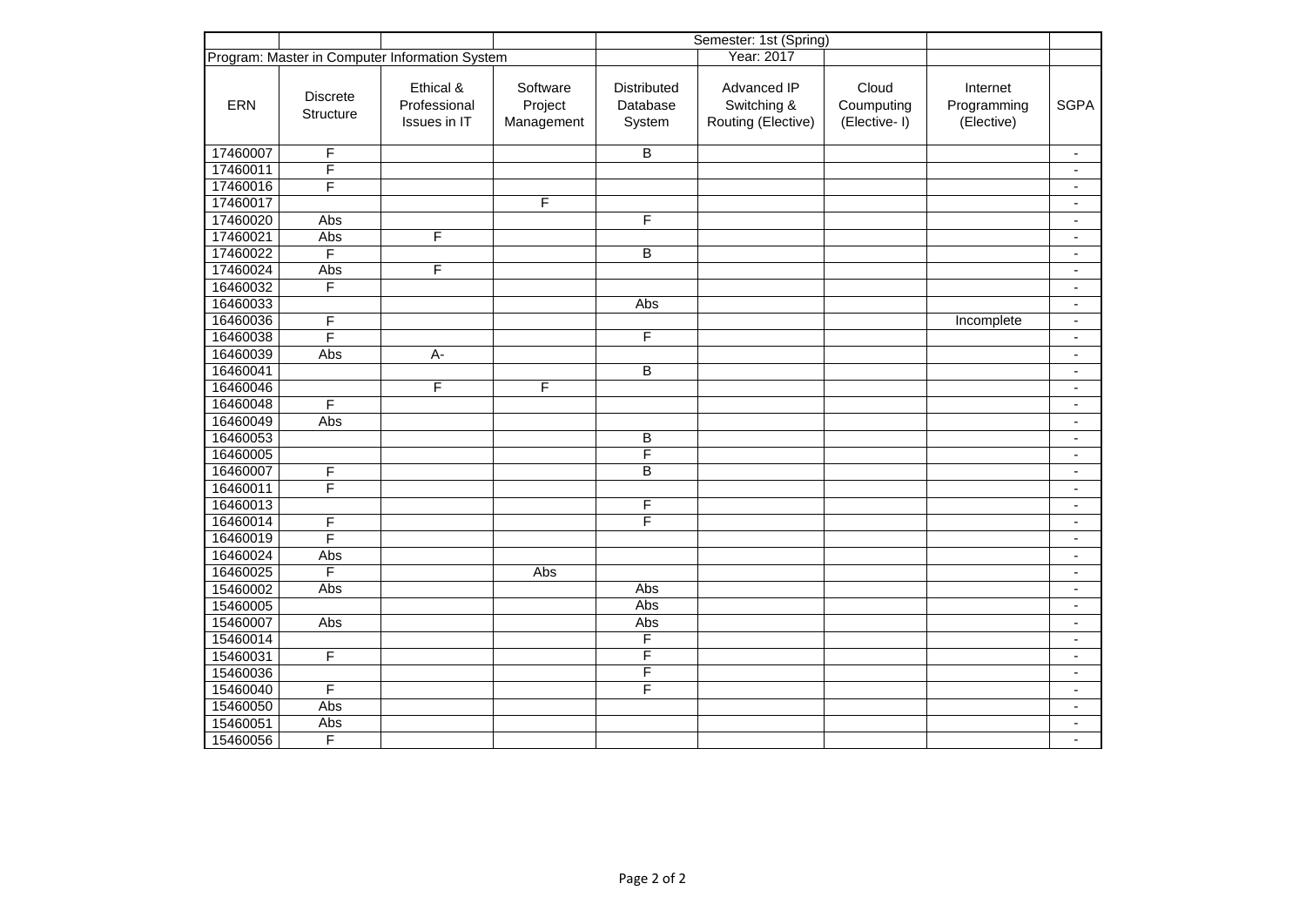| | | | | Semester: 1st (Spring) | | | | |
|---|---|---|---|---|---|---|---|---|
| Program: Master in Computer Information System | | | | | Year: 2017 | | | |
| ERN | Discrete Structure | Ethical & Professional Issues in IT | Software Project Management | Distributed Database System | Advanced IP Switching & Routing (Elective) | Cloud Coumputing (Elective- I) | Internet Programming (Elective) | SGPA |
| 17460007 | F | | | B | | | | - |
| 17460011 | F | | | | | | | - |
| 17460016 | F | | | | | | | - |
| 17460017 | | | F | | | | | - |
| 17460020 | Abs | | | F | | | | - |
| 17460021 | Abs | F | | | | | | - |
| 17460022 | F | | | B | | | | - |
| 17460024 | Abs | F | | | | | | - |
| 16460032 | F | | | | | | | - |
| 16460033 | | | | Abs | | | | - |
| 16460036 | F | | | | | | Incomplete | - |
| 16460038 | F | | | F | | | | - |
| 16460039 | Abs | A- | | | | | | - |
| 16460041 | | | | B | | | | - |
| 16460046 | | F | F | | | | | - |
| 16460048 | F | | | | | | | - |
| 16460049 | Abs | | | | | | | - |
| 16460053 | | | | B | | | | - |
| 16460005 | | | | F | | | | - |
| 16460007 | F | | | B | | | | - |
| 16460011 | F | | | | | | | - |
| 16460013 | | | | F | | | | - |
| 16460014 | F | | | F | | | | - |
| 16460019 | F | | | | | | | - |
| 16460024 | Abs | | | | | | | - |
| 16460025 | F | | Abs | | | | | - |
| 15460002 | Abs | | | Abs | | | | - |
| 15460005 | | | | Abs | | | | - |
| 15460007 | Abs | | | Abs | | | | - |
| 15460014 | | | | F | | | | - |
| 15460031 | F | | | F | | | | - |
| 15460036 | | | | F | | | | - |
| 15460040 | F | | | F | | | | - |
| 15460050 | Abs | | | | | | | - |
| 15460051 | Abs | | | | | | | - |
| 15460056 | F | | | | | | | - |